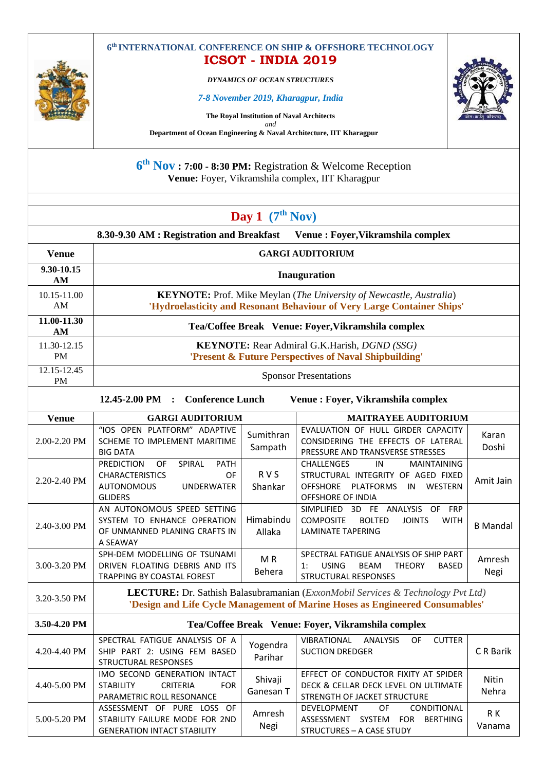# 6th INTERNATIONAL CONFERENCE ON SHIP & OFFSHORE TECHNOLOGY

# ICSOT - INDIA 2019

***DYNAMICS OF OCEAN STRUCTURES***

*7-8 November 2019, Kharagpur, India*

**The Royal Institution of Naval Architects**
*and*
**Department of Ocean Engineering & Naval Architecture, IIT Kharagpur**

**6th Nov : 7:00 - 8:30 PM:** Registration & Welcome Reception
**Venue:** Foyer, Vikramshila complex, IIT Kharagpur

## Day 1 (7th Nov)

**8.30-9.30 AM : Registration and Breakfast Venue : Foyer,Vikramshila complex**

| Venue | GARGI AUDITORIUM |
|---|---|
| **9.30-10.15 AM** | **Inauguration** |
| 10.15-11.00 AM | **KEYNOTE:** Prof. Mike Meylan (*The University of Newcastle, Australia*) **'Hydroelasticity and Resonant Behaviour of Very Large Container Ships'** |
| **11.00-11.30 AM** | **Tea/Coffee Break Venue: Foyer,Vikramshila complex** |
| 11.30-12.15 PM | **KEYNOTE:** Rear Admiral G.K.Harish, *DGND (SSG)* **'Present & Future Perspectives of Naval Shipbuilding'** |
| 12.15-12.45 PM | Sponsor Presentations |

**12.45-2.00 PM : Conference Lunch Venue : Foyer, Vikramshila complex**

| Venue | GARGI AUDITORIUM | | MAITRAYEE AUDITORIUM | |
|---|---|---|---|---|
| 2.00-2.20 PM | "IOS OPEN PLATFORM" ADAPTIVE SCHEME TO IMPLEMENT MARITIME BIG DATA | Sumithran Sampath | EVALUATION OF HULL GIRDER CAPACITY CONSIDERING THE EFFECTS OF LATERAL PRESSURE AND TRANSVERSE STRESSES | Karan Doshi |
| 2.20-2.40 PM | PREDICTION OF SPIRAL PATH CHARACTERISTICS OF AUTONOMOUS UNDERWATER GLIDERS | R V S Shankar | CHALLENGES IN MAINTAINING STRUCTURAL INTEGRITY OF AGED FIXED OFFSHORE PLATFORMS IN WESTERN OFFSHORE OF INDIA | Amit Jain |
| 2.40-3.00 PM | AN AUTONOMOUS SPEED SETTING SYSTEM TO ENHANCE OPERATION OF UNMANNED PLANING CRAFTS IN A SEAWAY | Himabindu Allaka | SIMPLIFIED 3D FE ANALYSIS OF FRP COMPOSITE BOLTED JOINTS WITH LAMINATE TAPERING | B Mandal |
| 3.00-3.20 PM | SPH-DEM MODELLING OF TSUNAMI DRIVEN FLOATING DEBRIS AND ITS TRAPPING BY COASTAL FOREST | M R Behera | SPECTRAL FATIGUE ANALYSIS OF SHIP PART 1: USING BEAM THEORY BASED STRUCTURAL RESPONSES | Amresh Negi |
| 3.20-3.50 PM | **LECTURE:** Dr. Sathish Balasubramanian (*ExxonMobil Services & Technology Pvt Ltd*) **'Design and Life Cycle Management of Marine Hoses as Engineered Consumables'** | | | |
| **3.50-4.20 PM** | **Tea/Coffee Break Venue: Foyer, Vikramshila complex** | | | |
| 4.20-4.40 PM | SPECTRAL FATIGUE ANALYSIS OF A SHIP PART 2: USING FEM BASED STRUCTURAL RESPONSES | Yogendra Parihar | VIBRATIONAL ANALYSIS OF CUTTER SUCTION DREDGER | C R Barik |
| 4.40-5.00 PM | IMO SECOND GENERATION INTACT STABILITY CRITERIA FOR PARAMETRIC ROLL RESONANCE | Shivaji Ganesan T | EFFECT OF CONDUCTOR FIXITY AT SPIDER DECK & CELLAR DECK LEVEL ON ULTIMATE STRENGTH OF JACKET STRUCTURE | Nitin Nehra |
| 5.00-5.20 PM | ASSESSMENT OF PURE LOSS OF STABILITY FAILURE MODE FOR 2ND GENERATION INTACT STABILITY | Amresh Negi | DEVELOPMENT OF CONDITIONAL ASSESSMENT SYSTEM FOR BERTHING STRUCTURES – A CASE STUDY | R K Vanama |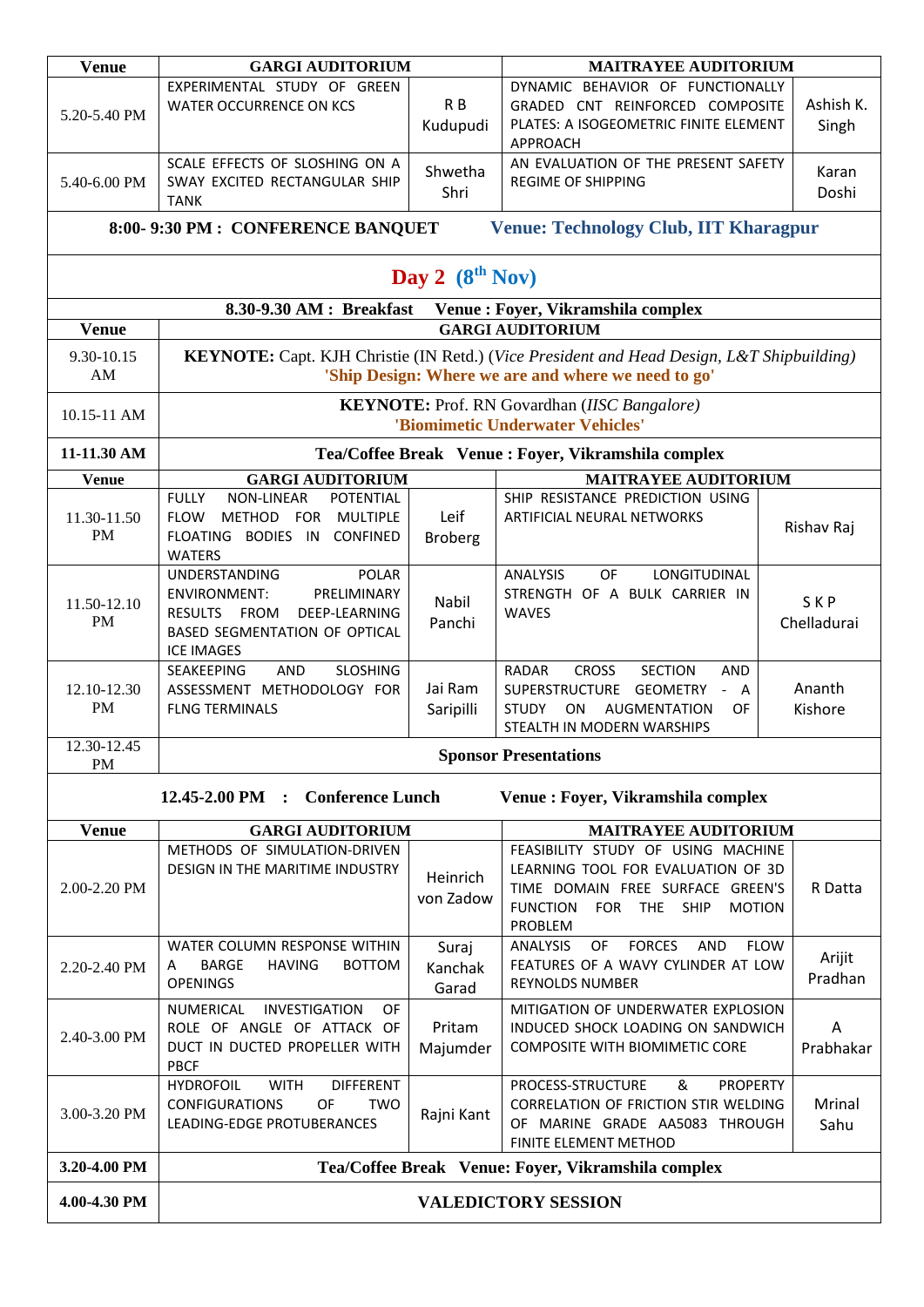| Venue | GARGI AUDITORIUM | | MAITRAYEE AUDITORIUM | |
|---|---|---|---|---|
| 5.20-5.40 PM | EXPERIMENTAL STUDY OF GREEN WATER OCCURRENCE ON KCS | R B Kudupudi | DYNAMIC BEHAVIOR OF FUNCTIONALLY GRADED CNT REINFORCED COMPOSITE PLATES: A ISOGEOMETRIC FINITE ELEMENT APPROACH | Ashish K. Singh |
| 5.40-6.00 PM | SCALE EFFECTS OF SLOSHING ON A SWAY EXCITED RECTANGULAR SHIP TANK | Shwetha Shri | AN EVALUATION OF THE PRESENT SAFETY REGIME OF SHIPPING | Karan Doshi |

**8:00- 9:30 PM : CONFERENCE BANQUET** **Venue: Technology Club, IIT Kharagpur**

## Day 2 (8th Nov)

**8.30-9.30 AM : Breakfast Venue : Foyer, Vikramshila complex**

| Venue | GARGI AUDITORIUM |
|---|---|
| 9.30-10.15 AM | **KEYNOTE:** Capt. KJH Christie (IN Retd.) (*Vice President and Head Design, L&T Shipbuilding*) **'Ship Design: Where we are and where we need to go'** |
| 10.15-11 AM | **KEYNOTE:** Prof. RN Govardhan (*IISC Bangalore*) **'Biomimetic Underwater Vehicles'** |
| **11-11.30 AM** | **Tea/Coffee Break Venue : Foyer, Vikramshila complex** |

| Venue | GARGI AUDITORIUM | | MAITRAYEE AUDITORIUM | |
|---|---|---|---|---|
| 11.30-11.50 PM | FULLY NON-LINEAR POTENTIAL FLOW METHOD FOR MULTIPLE FLOATING BODIES IN CONFINED WATERS | Leif Broberg | SHIP RESISTANCE PREDICTION USING ARTIFICIAL NEURAL NETWORKS | Rishav Raj |
| 11.50-12.10 PM | UNDERSTANDING POLAR ENVIRONMENT: PRELIMINARY RESULTS FROM DEEP-LEARNING BASED SEGMENTATION OF OPTICAL ICE IMAGES | Nabil Panchi | ANALYSIS OF LONGITUDINAL STRENGTH OF A BULK CARRIER IN WAVES | S K P Chelladurai |
| 12.10-12.30 PM | SEAKEEPING AND SLOSHING ASSESSMENT METHODOLOGY FOR FLNG TERMINALS | Jai Ram Saripilli | RADAR CROSS SECTION AND SUPERSTRUCTURE GEOMETRY - A STUDY ON AUGMENTATION OF STEALTH IN MODERN WARSHIPS | Ananth Kishore |
| 12.30-12.45 PM | **Sponsor Presentations** | | | |

**12.45-2.00 PM : Conference Lunch Venue : Foyer, Vikramshila complex**

| Venue | GARGI AUDITORIUM | | MAITRAYEE AUDITORIUM | |
|---|---|---|---|---|
| 2.00-2.20 PM | METHODS OF SIMULATION-DRIVEN DESIGN IN THE MARITIME INDUSTRY | Heinrich von Zadow | FEASIBILITY STUDY OF USING MACHINE LEARNING TOOL FOR EVALUATION OF 3D TIME DOMAIN FREE SURFACE GREEN'S FUNCTION FOR THE SHIP MOTION PROBLEM | R Datta |
| 2.20-2.40 PM | WATER COLUMN RESPONSE WITHIN A BARGE HAVING BOTTOM OPENINGS | Suraj Kanchak Garad | ANALYSIS OF FORCES AND FLOW FEATURES OF A WAVY CYLINDER AT LOW REYNOLDS NUMBER | Arijit Pradhan |
| 2.40-3.00 PM | NUMERICAL INVESTIGATION OF ROLE OF ANGLE OF ATTACK OF DUCT IN DUCTED PROPELLER WITH PBCF | Pritam Majumder | MITIGATION OF UNDERWATER EXPLOSION INDUCED SHOCK LOADING ON SANDWICH COMPOSITE WITH BIOMIMETIC CORE | A Prabhakar |
| 3.00-3.20 PM | HYDROFOIL WITH DIFFERENT CONFIGURATIONS OF TWO LEADING-EDGE PROTUBERANCES | Rajni Kant | PROCESS-STRUCTURE & PROPERTY CORRELATION OF FRICTION STIR WELDING OF MARINE GRADE AA5083 THROUGH FINITE ELEMENT METHOD | Mrinal Sahu |
| **3.20-4.00 PM** | **Tea/Coffee Break Venue: Foyer, Vikramshila complex** | | | |
| **4.00-4.30 PM** | **VALEDICTORY SESSION** | | | |